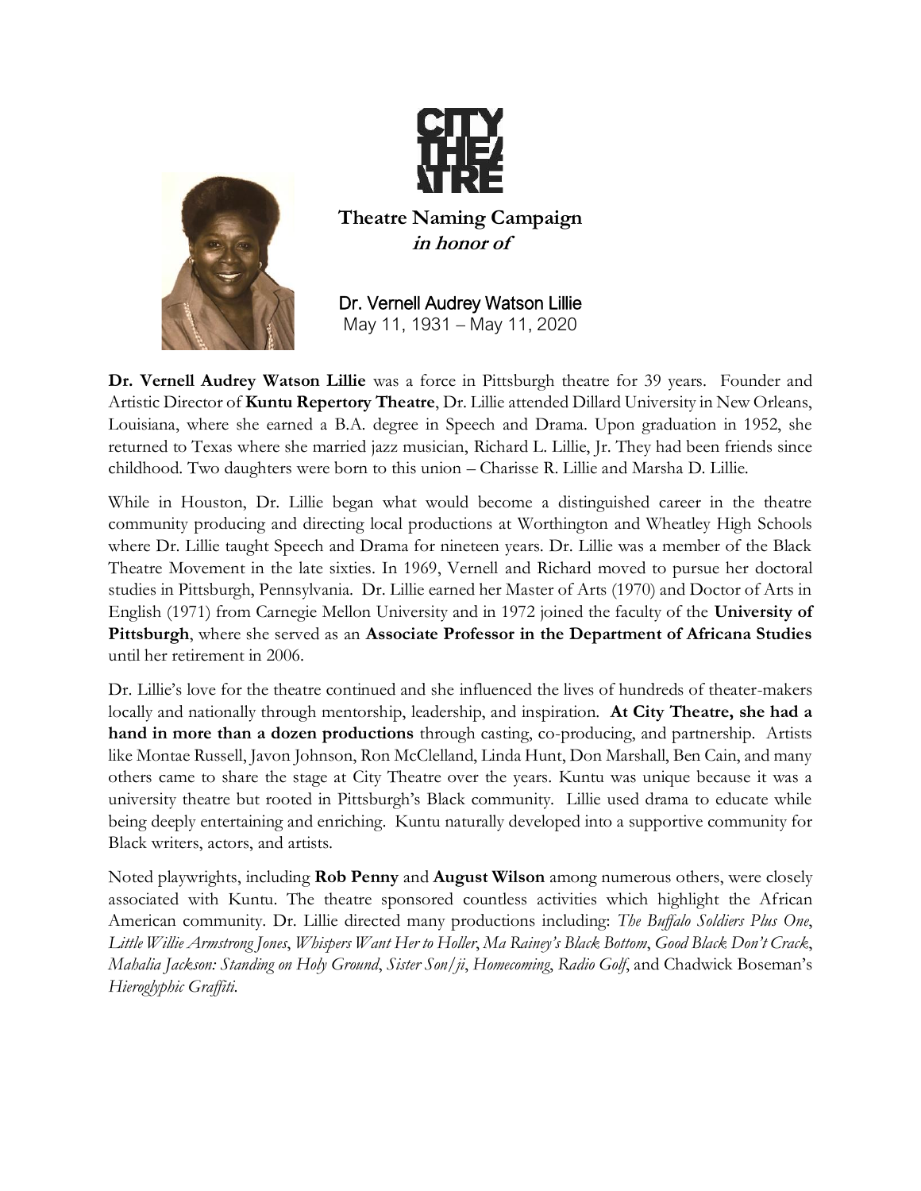CITY THEATRE

**Theatre Naming Campaign**
***in honor of***

Dr. Vernell Audrey Watson Lillie
May 11, 1931 – May 11, 2020

**Dr. Vernell Audrey Watson Lillie** was a force in Pittsburgh theatre for 39 years. Founder and Artistic Director of **Kuntu Repertory Theatre**, Dr. Lillie attended Dillard University in New Orleans, Louisiana, where she earned a B.A. degree in Speech and Drama. Upon graduation in 1952, she returned to Texas where she married jazz musician, Richard L. Lillie, Jr. They had been friends since childhood. Two daughters were born to this union – Charisse R. Lillie and Marsha D. Lillie.

While in Houston, Dr. Lillie began what would become a distinguished career in the theatre community producing and directing local productions at Worthington and Wheatley High Schools where Dr. Lillie taught Speech and Drama for nineteen years. Dr. Lillie was a member of the Black Theatre Movement in the late sixties. In 1969, Vernell and Richard moved to pursue her doctoral studies in Pittsburgh, Pennsylvania. Dr. Lillie earned her Master of Arts (1970) and Doctor of Arts in English (1971) from Carnegie Mellon University and in 1972 joined the faculty of the **University of Pittsburgh**, where she served as an **Associate Professor in the Department of Africana Studies** until her retirement in 2006.

Dr. Lillie's love for the theatre continued and she influenced the lives of hundreds of theater-makers locally and nationally through mentorship, leadership, and inspiration. **At City Theatre, she had a hand in more than a dozen productions** through casting, co-producing, and partnership. Artists like Montae Russell, Javon Johnson, Ron McClelland, Linda Hunt, Don Marshall, Ben Cain, and many others came to share the stage at City Theatre over the years. Kuntu was unique because it was a university theatre but rooted in Pittsburgh's Black community. Lillie used drama to educate while being deeply entertaining and enriching. Kuntu naturally developed into a supportive community for Black writers, actors, and artists.

Noted playwrights, including **Rob Penny** and **August Wilson** among numerous others, were closely associated with Kuntu. The theatre sponsored countless activities which highlight the African American community. Dr. Lillie directed many productions including: *The Buffalo Soldiers Plus One*, *Little Willie Armstrong Jones*, *Whispers Want Her to Holler*, *Ma Rainey's Black Bottom*, *Good Black Don't Crack*, *Mahalia Jackson: Standing on Holy Ground*, *Sister Son/ji*, *Homecoming*, *Radio Golf*, and Chadwick Boseman's *Hieroglyphic Graffiti*.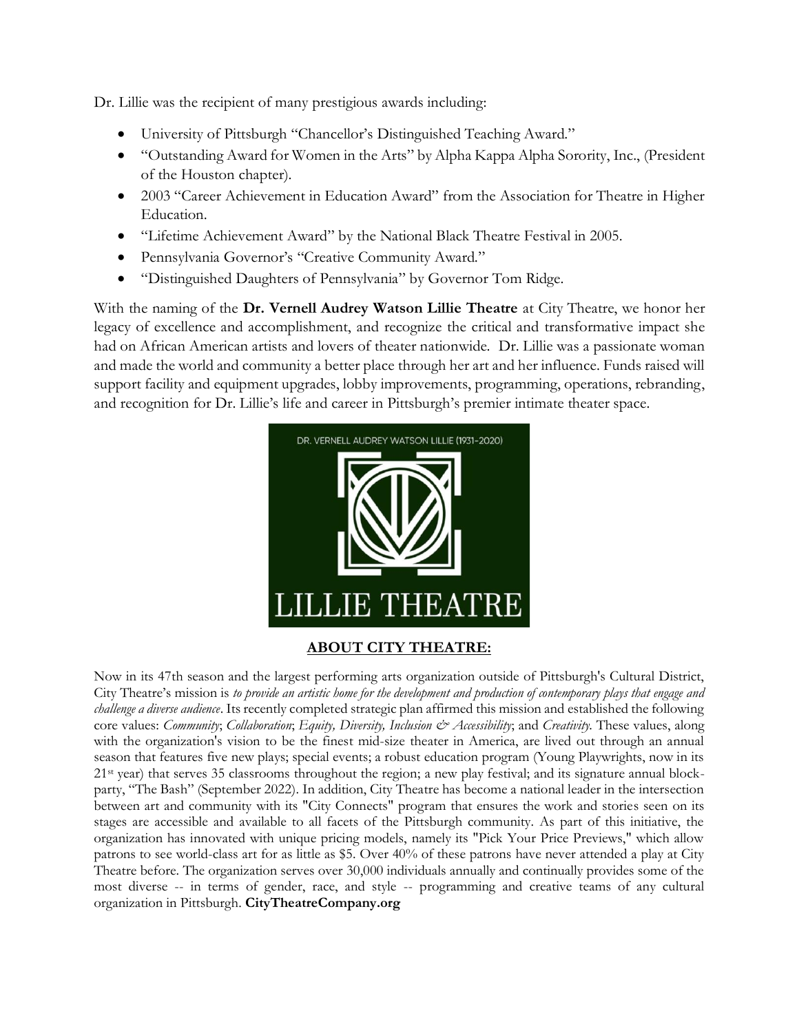Dr. Lillie was the recipient of many prestigious awards including:

- University of Pittsburgh "Chancellor's Distinguished Teaching Award."
- "Outstanding Award for Women in the Arts" by Alpha Kappa Alpha Sorority, Inc., (President of the Houston chapter).
- 2003 "Career Achievement in Education Award" from the Association for Theatre in Higher Education.
- "Lifetime Achievement Award" by the National Black Theatre Festival in 2005.
- Pennsylvania Governor's "Creative Community Award."
- "Distinguished Daughters of Pennsylvania" by Governor Tom Ridge.

With the naming of the **Dr. Vernell Audrey Watson Lillie Theatre** at City Theatre, we honor her legacy of excellence and accomplishment, and recognize the critical and transformative impact she had on African American artists and lovers of theater nationwide. Dr. Lillie was a passionate woman and made the world and community a better place through her art and her influence. Funds raised will support facility and equipment upgrades, lobby improvements, programming, operations, rebranding, and recognition for Dr. Lillie's life and career in Pittsburgh's premier intimate theater space.

DR. VERNELL AUDREY WATSON LILLIE (1931-2020)

LILLIE THEATRE

## ABOUT CITY THEATRE:

Now in its 47th season and the largest performing arts organization outside of Pittsburgh's Cultural District, City Theatre's mission is *to provide an artistic home for the development and production of contemporary plays that engage and challenge a diverse audience*. Its recently completed strategic plan affirmed this mission and established the following core values: *Community*; *Collaboration*; *Equity, Diversity, Inclusion & Accessibility*; and *Creativity*. These values, along with the organization's vision to be the finest mid-size theater in America, are lived out through an annual season that features five new plays; special events; a robust education program (Young Playwrights, now in its 21st year) that serves 35 classrooms throughout the region; a new play festival; and its signature annual block-party, "The Bash" (September 2022). In addition, City Theatre has become a national leader in the intersection between art and community with its "City Connects" program that ensures the work and stories seen on its stages are accessible and available to all facets of the Pittsburgh community. As part of this initiative, the organization has innovated with unique pricing models, namely its "Pick Your Price Previews," which allow patrons to see world-class art for as little as $5. Over 40% of these patrons have never attended a play at City Theatre before. The organization serves over 30,000 individuals annually and continually provides some of the most diverse -- in terms of gender, race, and style -- programming and creative teams of any cultural organization in Pittsburgh. **CityTheatreCompany.org**